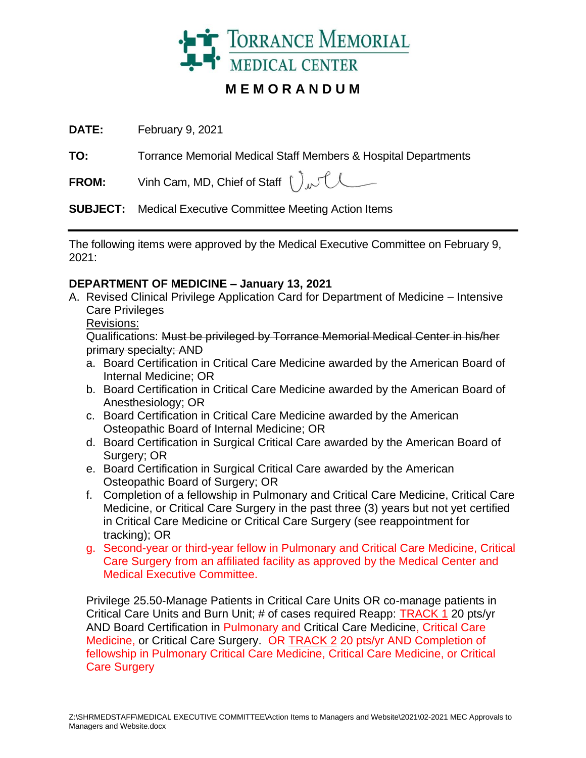Torrance Memorial Medical Center

## MEMORANDUM

**DATE:** February 9, 2021

**TO:** Torrance Memorial Medical Staff Members & Hospital Departments

**FROM:** Vinh Cam, MD, Chief of Staff

**SUBJECT:** Medical Executive Committee Meeting Action Items

---

The following items were approved by the Medical Executive Committee on February 9, 2021:

**DEPARTMENT OF MEDICINE – January 13, 2021**

A. Revised Clinical Privilege Application Card for Department of Medicine – Intensive Care Privileges

<u>Revisions:</u>

Qualifications: ~~Must be privileged by Torrance Memorial Medical Center in his/her primary specialty; AND~~

a. Board Certification in Critical Care Medicine awarded by the American Board of Internal Medicine; OR
b. Board Certification in Critical Care Medicine awarded by the American Board of Anesthesiology; OR
c. Board Certification in Critical Care Medicine awarded by the American Osteopathic Board of Internal Medicine; OR
d. Board Certification in Surgical Critical Care awarded by the American Board of Surgery; OR
e. Board Certification in Surgical Critical Care awarded by the American Osteopathic Board of Surgery; OR
f. Completion of a fellowship in Pulmonary and Critical Care Medicine, Critical Care Medicine, or Critical Care Surgery in the past three (3) years but not yet certified in Critical Care Medicine or Critical Care Surgery (see reappointment for tracking); OR
g. Second-year or third-year fellow in Pulmonary and Critical Care Medicine, Critical Care Surgery from an affiliated facility as approved by the Medical Center and Medical Executive Committee.

Privilege 25.50-Manage Patients in Critical Care Units OR co-manage patients in Critical Care Units and Burn Unit; # of cases required Reapp: <u>TRACK 1</u> 20 pts/yr AND Board Certification in Pulmonary and Critical Care Medicine, Critical Care Medicine, or Critical Care Surgery. OR <u>TRACK 2</u> 20 pts/yr AND Completion of fellowship in Pulmonary Critical Care Medicine, Critical Care Medicine, or Critical Care Surgery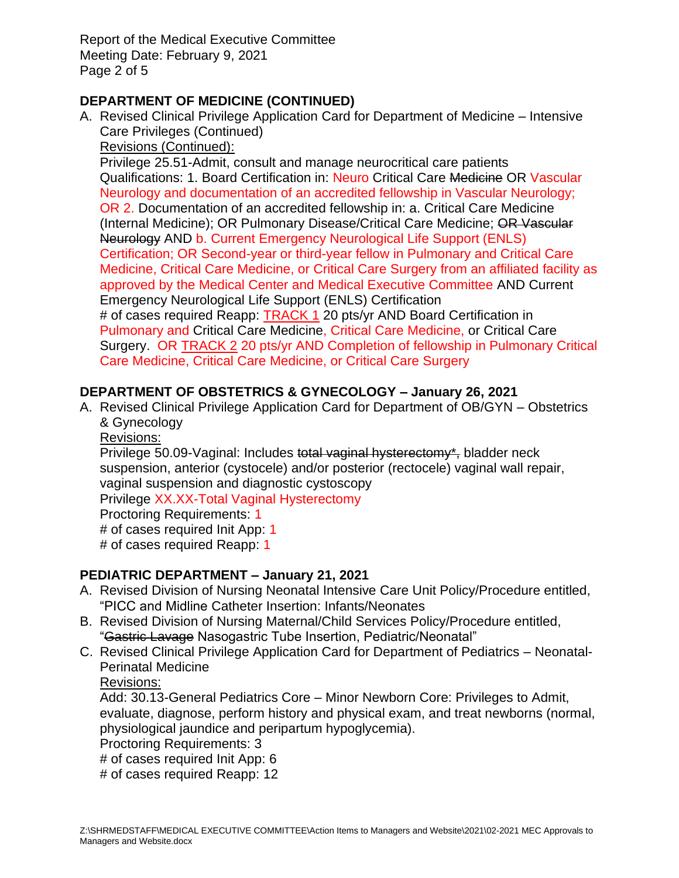## DEPARTMENT OF MEDICINE (CONTINUED)

A. Revised Clinical Privilege Application Card for Department of Medicine – Intensive Care Privileges (Continued)

   Revisions (Continued):

   Privilege 25.51-Admit, consult and manage neurocritical care patients

   Qualifications: 1. Board Certification in: Neuro Critical Care ~~Medicine~~ OR Vascular Neurology and documentation of an accredited fellowship in Vascular Neurology; OR 2. Documentation of an accredited fellowship in: a. Critical Care Medicine (Internal Medicine); OR Pulmonary Disease/Critical Care Medicine; ~~OR Vascular Neurology~~ AND b. Current Emergency Neurological Life Support (ENLS) Certification; OR Second-year or third-year fellow in Pulmonary and Critical Care Medicine, Critical Care Medicine, or Critical Care Surgery from an affiliated facility as approved by the Medical Center and Medical Executive Committee AND Current Emergency Neurological Life Support (ENLS) Certification

   # of cases required Reapp: TRACK 1 20 pts/yr AND Board Certification in Pulmonary and Critical Care Medicine, Critical Care Medicine, or Critical Care Surgery. OR TRACK 2 20 pts/yr AND Completion of fellowship in Pulmonary Critical Care Medicine, Critical Care Medicine, or Critical Care Surgery

## DEPARTMENT OF OBSTETRICS & GYNECOLOGY – January 26, 2021

A. Revised Clinical Privilege Application Card for Department of OB/GYN – Obstetrics & Gynecology

   Revisions:

   Privilege 50.09-Vaginal: Includes ~~total vaginal hysterectomy*,~~ bladder neck suspension, anterior (cystocele) and/or posterior (rectocele) vaginal wall repair, vaginal suspension and diagnostic cystoscopy

   Privilege XX.XX-Total Vaginal Hysterectomy

   Proctoring Requirements: 1

   # of cases required Init App: 1

   # of cases required Reapp: 1

## PEDIATRIC DEPARTMENT – January 21, 2021

A. Revised Division of Nursing Neonatal Intensive Care Unit Policy/Procedure entitled, "PICC and Midline Catheter Insertion: Infants/Neonates
B. Revised Division of Nursing Maternal/Child Services Policy/Procedure entitled, "~~Gastric Lavage~~ Nasogastric Tube Insertion, Pediatric/Neonatal"
C. Revised Clinical Privilege Application Card for Department of Pediatrics – Neonatal-Perinatal Medicine

   Revisions:

   Add: 30.13-General Pediatrics Core – Minor Newborn Core: Privileges to Admit, evaluate, diagnose, perform history and physical exam, and treat newborns (normal, physiological jaundice and peripartum hypoglycemia).

   Proctoring Requirements: 3

   # of cases required Init App: 6

   # of cases required Reapp: 12

Z:\SHRMEDSTAFF\MEDICAL EXECUTIVE COMMITTEE\Action Items to Managers and Website\2021\02-2021 MEC Approvals to Managers and Website.docx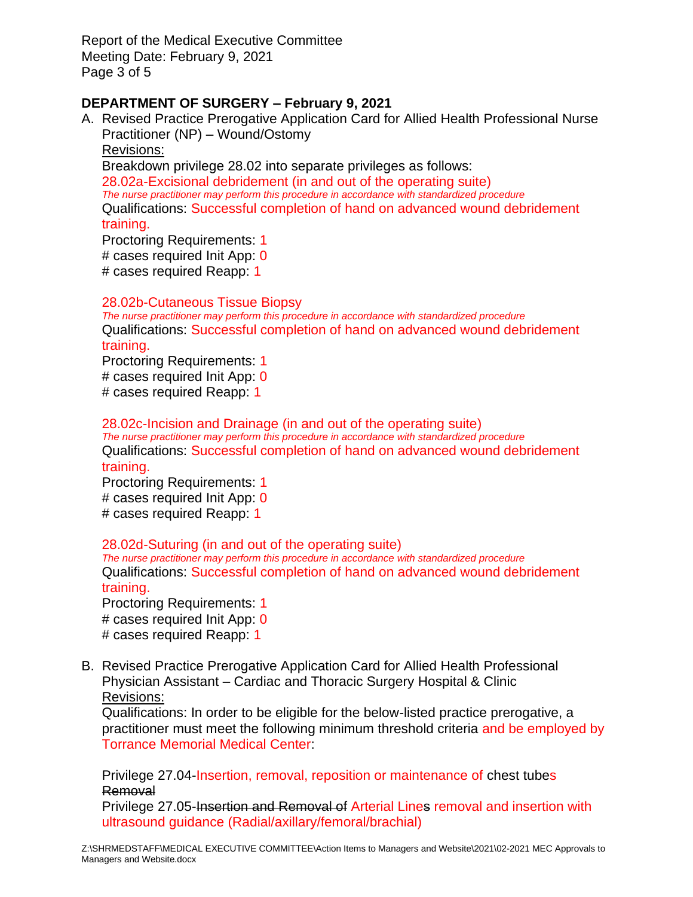## DEPARTMENT OF SURGERY – February 9, 2021

A. Revised Practice Prerogative Application Card for Allied Health Professional Nurse Practitioner (NP) – Wound/Ostomy

   Revisions:

   Breakdown privilege 28.02 into separate privileges as follows:

   28.02a-Excisional debridement (in and out of the operating suite)
   *The nurse practitioner may perform this procedure in accordance with standardized procedure*
   Qualifications: Successful completion of hand on advanced wound debridement training.
   Proctoring Requirements: 1
   # cases required Init App: 0
   # cases required Reapp: 1

   28.02b-Cutaneous Tissue Biopsy
   *The nurse practitioner may perform this procedure in accordance with standardized procedure*
   Qualifications: Successful completion of hand on advanced wound debridement training.
   Proctoring Requirements: 1
   # cases required Init App: 0
   # cases required Reapp: 1

   28.02c-Incision and Drainage (in and out of the operating suite)
   *The nurse practitioner may perform this procedure in accordance with standardized procedure*
   Qualifications: Successful completion of hand on advanced wound debridement training.
   Proctoring Requirements: 1
   # cases required Init App: 0
   # cases required Reapp: 1

   28.02d-Suturing (in and out of the operating suite)
   *The nurse practitioner may perform this procedure in accordance with standardized procedure*
   Qualifications: Successful completion of hand on advanced wound debridement training.
   Proctoring Requirements: 1
   # cases required Init App: 0
   # cases required Reapp: 1

B. Revised Practice Prerogative Application Card for Allied Health Professional Physician Assistant – Cardiac and Thoracic Surgery Hospital & Clinic

   Revisions:

   Qualifications: In order to be eligible for the below-listed practice prerogative, a practitioner must meet the following minimum threshold criteria and be employed by Torrance Memorial Medical Center:

   Privilege 27.04-Insertion, removal, reposition or maintenance of chest tubes ~~Removal~~
   Privilege 27.05-~~Insertion and Removal of~~ Arterial Line~~s~~ removal and insertion with ultrasound guidance (Radial/axillary/femoral/brachial)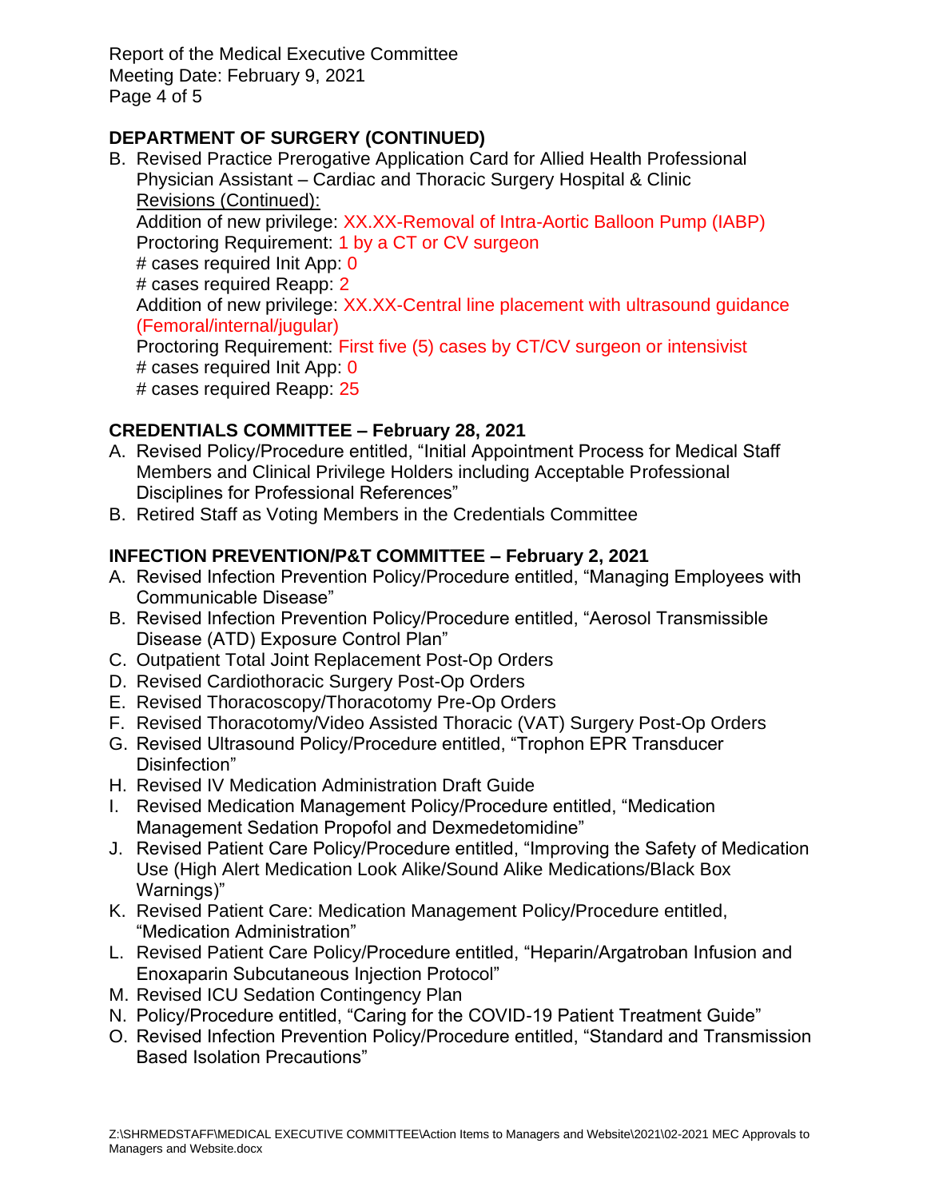## DEPARTMENT OF SURGERY (CONTINUED)

B. Revised Practice Prerogative Application Card for Allied Health Professional Physician Assistant – Cardiac and Thoracic Surgery Hospital & Clinic
   Revisions (Continued):
   Addition of new privilege: XX.XX-Removal of Intra-Aortic Balloon Pump (IABP)
   Proctoring Requirement: 1 by a CT or CV surgeon
   # cases required Init App: 0
   # cases required Reapp: 2
   Addition of new privilege: XX.XX-Central line placement with ultrasound guidance (Femoral/internal/jugular)
   Proctoring Requirement: First five (5) cases by CT/CV surgeon or intensivist
   # cases required Init App: 0
   # cases required Reapp: 25

## CREDENTIALS COMMITTEE – February 28, 2021

A. Revised Policy/Procedure entitled, "Initial Appointment Process for Medical Staff Members and Clinical Privilege Holders including Acceptable Professional Disciplines for Professional References"
B. Retired Staff as Voting Members in the Credentials Committee

## INFECTION PREVENTION/P&T COMMITTEE – February 2, 2021

A. Revised Infection Prevention Policy/Procedure entitled, "Managing Employees with Communicable Disease"
B. Revised Infection Prevention Policy/Procedure entitled, "Aerosol Transmissible Disease (ATD) Exposure Control Plan"
C. Outpatient Total Joint Replacement Post-Op Orders
D. Revised Cardiothoracic Surgery Post-Op Orders
E. Revised Thoracoscopy/Thoracotomy Pre-Op Orders
F. Revised Thoracotomy/Video Assisted Thoracic (VAT) Surgery Post-Op Orders
G. Revised Ultrasound Policy/Procedure entitled, "Trophon EPR Transducer Disinfection"
H. Revised IV Medication Administration Draft Guide
I. Revised Medication Management Policy/Procedure entitled, "Medication Management Sedation Propofol and Dexmedetomidine"
J. Revised Patient Care Policy/Procedure entitled, "Improving the Safety of Medication Use (High Alert Medication Look Alike/Sound Alike Medications/Black Box Warnings)"
K. Revised Patient Care: Medication Management Policy/Procedure entitled, "Medication Administration"
L. Revised Patient Care Policy/Procedure entitled, "Heparin/Argatroban Infusion and Enoxaparin Subcutaneous Injection Protocol"
M. Revised ICU Sedation Contingency Plan
N. Policy/Procedure entitled, "Caring for the COVID-19 Patient Treatment Guide"
O. Revised Infection Prevention Policy/Procedure entitled, "Standard and Transmission Based Isolation Precautions"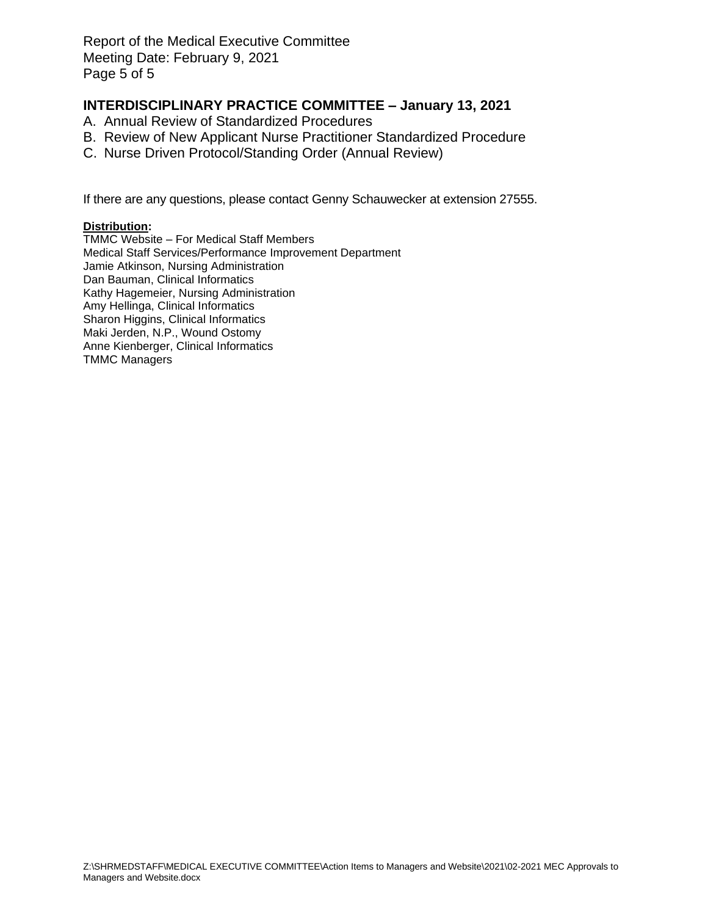## INTERDISCIPLINARY PRACTICE COMMITTEE – January 13, 2021

A. Annual Review of Standardized Procedures
B. Review of New Applicant Nurse Practitioner Standardized Procedure
C. Nurse Driven Protocol/Standing Order (Annual Review)

If there are any questions, please contact Genny Schauwecker at extension 27555.

**Distribution:**

TMMC Website – For Medical Staff Members
Medical Staff Services/Performance Improvement Department
Jamie Atkinson, Nursing Administration
Dan Bauman, Clinical Informatics
Kathy Hagemeier, Nursing Administration
Amy Hellinga, Clinical Informatics
Sharon Higgins, Clinical Informatics
Maki Jerden, N.P., Wound Ostomy
Anne Kienberger, Clinical Informatics
TMMC Managers

Z:\SHRMEDSTAFF\MEDICAL EXECUTIVE COMMITTEE\Action Items to Managers and Website\2021\02-2021 MEC Approvals to Managers and Website.docx